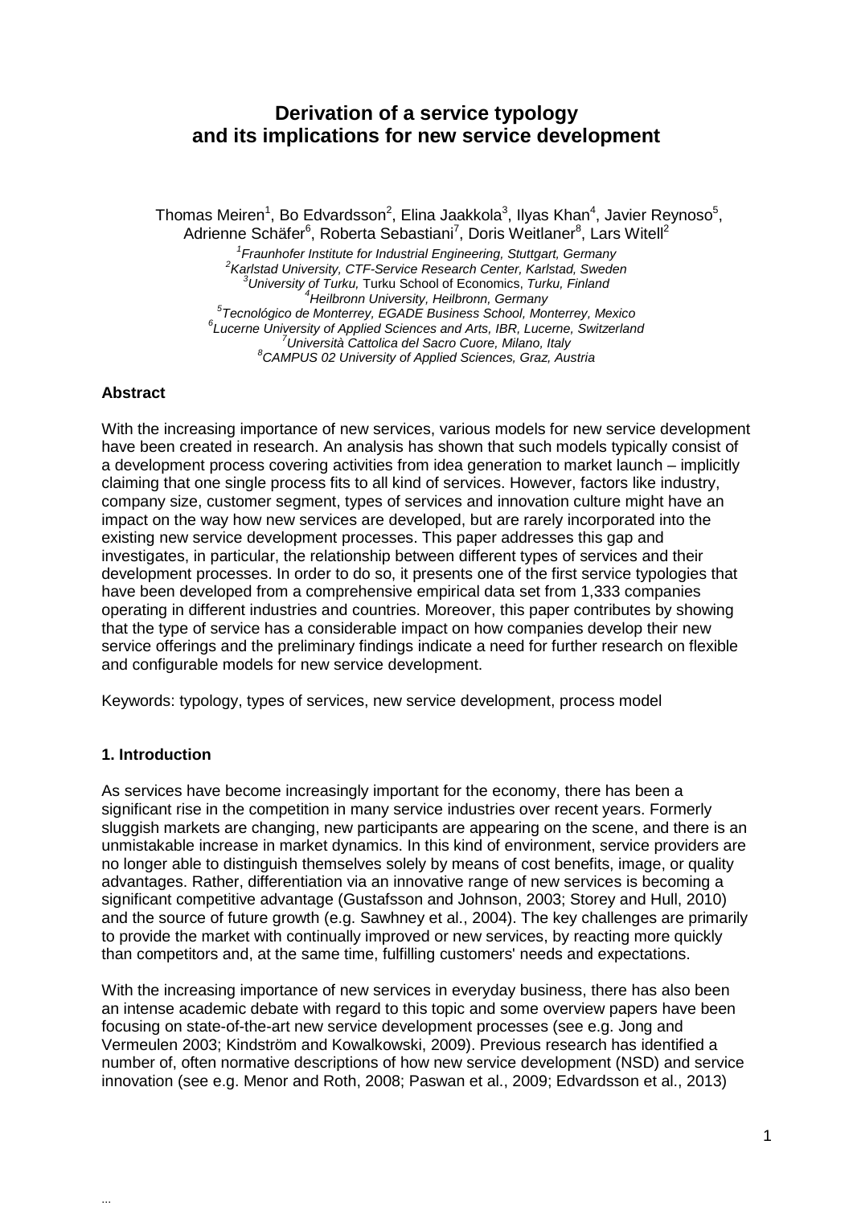# Derivation of a service typology and its implications for new service development

Thomas Meiren[1], Bo Edvardsson[2], Elina Jaakkola[3], Ilyas Khan[4], Javier Reynoso[5], Adrienne Schäfer[6], Roberta Sebastiani[7], Doris Weitlaner[8], Lars Witell[2]

[1]*Fraunhofer Institute for Industrial Engineering, Stuttgart, Germany*
[2]*Karlstad University, CTF-Service Research Center, Karlstad, Sweden*
[3]*University of Turku,* Turku School of Economics, *Turku, Finland*
[4]*Heilbronn University, Heilbronn, Germany*
[5]*Tecnológico de Monterrey, EGADE Business School, Monterrey, Mexico*
[6]*Lucerne University of Applied Sciences and Arts, IBR, Lucerne, Switzerland*
[7]*Università Cattolica del Sacro Cuore, Milano, Italy*
[8]*CAMPUS 02 University of Applied Sciences, Graz, Austria*

**Abstract**

With the increasing importance of new services, various models for new service development have been created in research. An analysis has shown that such models typically consist of a development process covering activities from idea generation to market launch – implicitly claiming that one single process fits to all kind of services. However, factors like industry, company size, customer segment, types of services and innovation culture might have an impact on the way how new services are developed, but are rarely incorporated into the existing new service development processes. This paper addresses this gap and investigates, in particular, the relationship between different types of services and their development processes. In order to do so, it presents one of the first service typologies that have been developed from a comprehensive empirical data set from 1,333 companies operating in different industries and countries. Moreover, this paper contributes by showing that the type of service has a considerable impact on how companies develop their new service offerings and the preliminary findings indicate a need for further research on flexible and configurable models for new service development.

Keywords: typology, types of services, new service development, process model

## 1. Introduction

As services have become increasingly important for the economy, there has been a significant rise in the competition in many service industries over recent years. Formerly sluggish markets are changing, new participants are appearing on the scene, and there is an unmistakable increase in market dynamics. In this kind of environment, service providers are no longer able to distinguish themselves solely by means of cost benefits, image, or quality advantages. Rather, differentiation via an innovative range of new services is becoming a significant competitive advantage (Gustafsson and Johnson, 2003; Storey and Hull, 2010) and the source of future growth (e.g. Sawhney et al., 2004). The key challenges are primarily to provide the market with continually improved or new services, by reacting more quickly than competitors and, at the same time, fulfilling customers' needs and expectations.

With the increasing importance of new services in everyday business, there has also been an intense academic debate with regard to this topic and some overview papers have been focusing on state-of-the-art new service development processes (see e.g. Jong and Vermeulen 2003; Kindström and Kowalkowski, 2009). Previous research has identified a number of, often normative descriptions of how new service development (NSD) and service innovation (see e.g. Menor and Roth, 2008; Paswan et al., 2009; Edvardsson et al., 2013)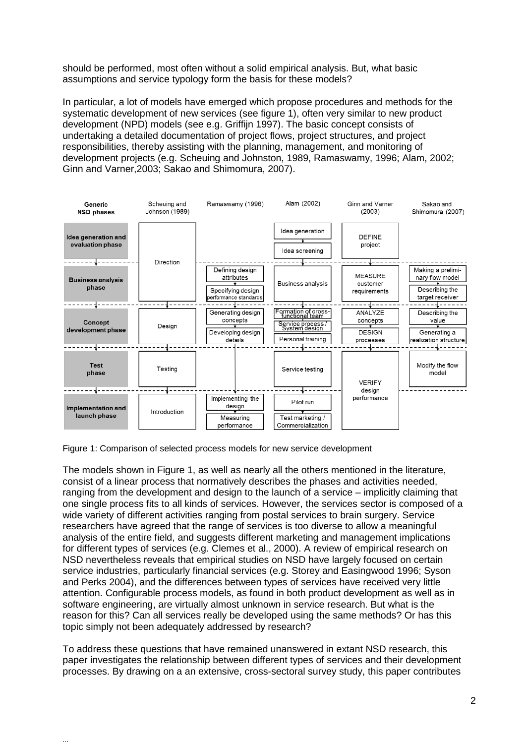should be performed, most often without a solid empirical analysis. But, what basic assumptions and service typology form the basis for these models?

In particular, a lot of models have emerged which propose procedures and methods for the systematic development of new services (see figure 1), often very similar to new product development (NPD) models (see e.g. Griffijn 1997). The basic concept consists of undertaking a detailed documentation of project flows, project structures, and project responsibilities, thereby assisting with the planning, management, and monitoring of development projects (e.g. Scheuing and Johnston, 1989, Ramaswamy, 1996; Alam, 2002; Ginn and Varner,2003; Sakao and Shimomura, 2007).

| Generic NSD phases | Scheuing and Johnson (1989) | Ramaswamy (1996) | Alam (2002) | Ginn and Varner (2003) | Sakao and Shimomura (2007) |
|---|---|---|---|---|---|
| Idea generation and evaluation phase | Direction | | Idea generation → Idea screening | DEFINE project | |
| Business analysis phase | | Defining design attributes → Specifying design performance standards | Business analysis | MEASURE customer requirements | Making a preliminary flow model → Describing the target receiver |
| Concept development phase | Design | Generating design concepts → Developing design details | Formation of cross-functional team → Service process / System design → Personal training | ANALYZE concepts → DESIGN processes | Describing the value → Generating a realization structure |
| Test phase | Testing | | Service testing | VERIFY design performance | Modify the flow model |
| Implementation and launch phase | Introduction | Implementing the design → Measuring performance | Pilot run → Test marketing / Commercialization | | |

Figure 1: Comparison of selected process models for new service development

The models shown in Figure 1, as well as nearly all the others mentioned in the literature, consist of a linear process that normatively describes the phases and activities needed, ranging from the development and design to the launch of a service – implicitly claiming that one single process fits to all kinds of services. However, the services sector is composed of a wide variety of different activities ranging from postal services to brain surgery. Service researchers have agreed that the range of services is too diverse to allow a meaningful analysis of the entire field, and suggests different marketing and management implications for different types of services (e.g. Clemes et al., 2000). A review of empirical research on NSD nevertheless reveals that empirical studies on NSD have largely focused on certain service industries, particularly financial services (e.g. Storey and Easingwood 1996; Syson and Perks 2004), and the differences between types of services have received very little attention. Configurable process models, as found in both product development as well as in software engineering, are virtually almost unknown in service research. But what is the reason for this? Can all services really be developed using the same methods? Or has this topic simply not been adequately addressed by research?

To address these questions that have remained unanswered in extant NSD research, this paper investigates the relationship between different types of services and their development processes. By drawing on a an extensive, cross-sectoral survey study, this paper contributes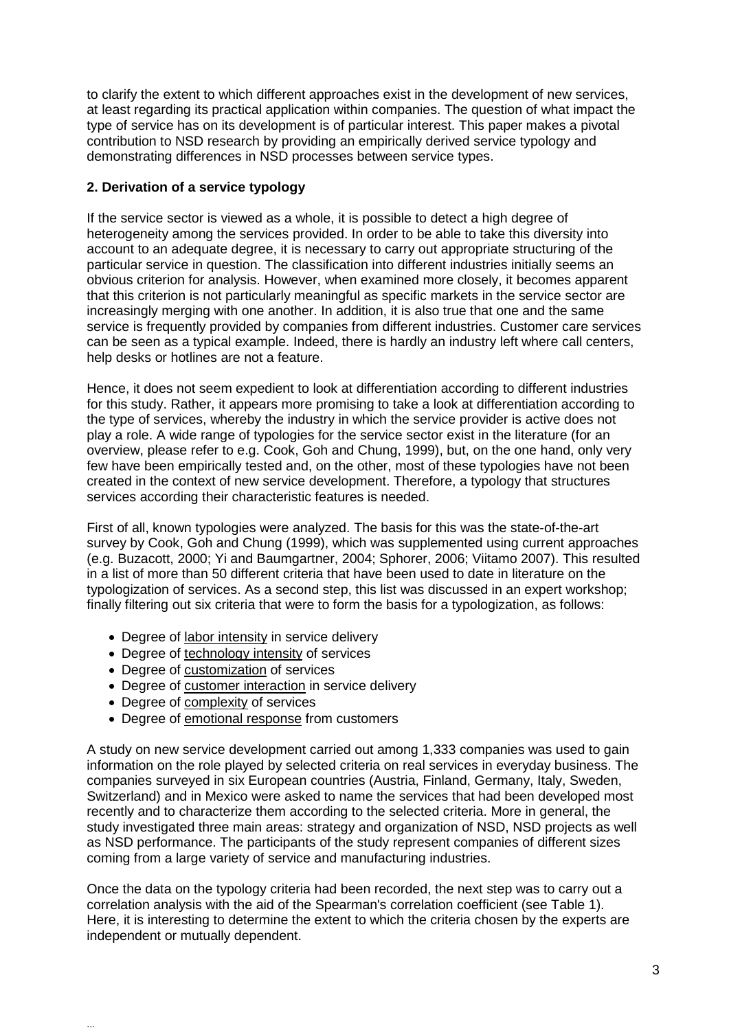to clarify the extent to which different approaches exist in the development of new services, at least regarding its practical application within companies. The question of what impact the type of service has on its development is of particular interest. This paper makes a pivotal contribution to NSD research by providing an empirically derived service typology and demonstrating differences in NSD processes between service types.

## 2. Derivation of a service typology

If the service sector is viewed as a whole, it is possible to detect a high degree of heterogeneity among the services provided. In order to be able to take this diversity into account to an adequate degree, it is necessary to carry out appropriate structuring of the particular service in question. The classification into different industries initially seems an obvious criterion for analysis. However, when examined more closely, it becomes apparent that this criterion is not particularly meaningful as specific markets in the service sector are increasingly merging with one another. In addition, it is also true that one and the same service is frequently provided by companies from different industries. Customer care services can be seen as a typical example. Indeed, there is hardly an industry left where call centers, help desks or hotlines are not a feature.

Hence, it does not seem expedient to look at differentiation according to different industries for this study. Rather, it appears more promising to take a look at differentiation according to the type of services, whereby the industry in which the service provider is active does not play a role. A wide range of typologies for the service sector exist in the literature (for an overview, please refer to e.g. Cook, Goh and Chung, 1999), but, on the one hand, only very few have been empirically tested and, on the other, most of these typologies have not been created in the context of new service development. Therefore, a typology that structures services according their characteristic features is needed.

First of all, known typologies were analyzed. The basis for this was the state-of-the-art survey by Cook, Goh and Chung (1999), which was supplemented using current approaches (e.g. Buzacott, 2000; Yi and Baumgartner, 2004; Sphorer, 2006; Viitamo 2007). This resulted in a list of more than 50 different criteria that have been used to date in literature on the typologization of services. As a second step, this list was discussed in an expert workshop; finally filtering out six criteria that were to form the basis for a typologization, as follows:

- Degree of labor intensity in service delivery
- Degree of technology intensity of services
- Degree of customization of services
- Degree of customer interaction in service delivery
- Degree of complexity of services
- Degree of emotional response from customers

A study on new service development carried out among 1,333 companies was used to gain information on the role played by selected criteria on real services in everyday business. The companies surveyed in six European countries (Austria, Finland, Germany, Italy, Sweden, Switzerland) and in Mexico were asked to name the services that had been developed most recently and to characterize them according to the selected criteria. More in general, the study investigated three main areas: strategy and organization of NSD, NSD projects as well as NSD performance. The participants of the study represent companies of different sizes coming from a large variety of service and manufacturing industries.

Once the data on the typology criteria had been recorded, the next step was to carry out a correlation analysis with the aid of the Spearman's correlation coefficient (see Table 1). Here, it is interesting to determine the extent to which the criteria chosen by the experts are independent or mutually dependent.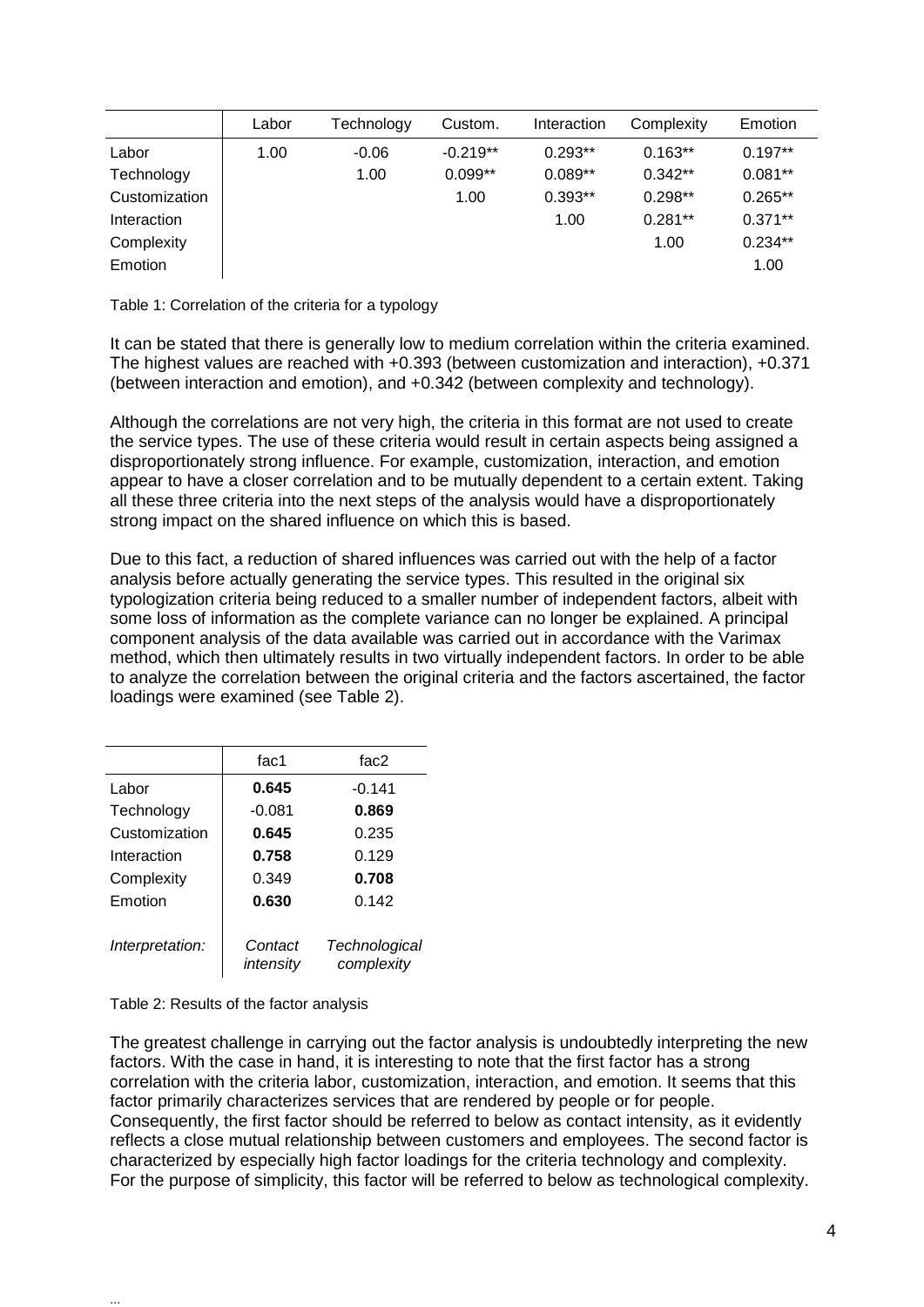| | Labor | Technology | Custom. | Interaction | Complexity | Emotion |
|---|---|---|---|---|---|---|
| Labor | 1.00 | -0.06 | -0.219** | 0.293** | 0.163** | 0.197** |
| Technology | | 1.00 | 0.099** | 0.089** | 0.342** | 0.081** |
| Customization | | | 1.00 | 0.393** | 0.298** | 0.265** |
| Interaction | | | | 1.00 | 0.281** | 0.371** |
| Complexity | | | | | 1.00 | 0.234** |
| Emotion | | | | | | 1.00 |

Table 1: Correlation of the criteria for a typology

It can be stated that there is generally low to medium correlation within the criteria examined. The highest values are reached with +0.393 (between customization and interaction), +0.371 (between interaction and emotion), and +0.342 (between complexity and technology).

Although the correlations are not very high, the criteria in this format are not used to create the service types. The use of these criteria would result in certain aspects being assigned a disproportionately strong influence. For example, customization, interaction, and emotion appear to have a closer correlation and to be mutually dependent to a certain extent. Taking all these three criteria into the next steps of the analysis would have a disproportionately strong impact on the shared influence on which this is based.

Due to this fact, a reduction of shared influences was carried out with the help of a factor analysis before actually generating the service types. This resulted in the original six typologization criteria being reduced to a smaller number of independent factors, albeit with some loss of information as the complete variance can no longer be explained. A principal component analysis of the data available was carried out in accordance with the Varimax method, which then ultimately results in two virtually independent factors. In order to be able to analyze the correlation between the original criteria and the factors ascertained, the factor loadings were examined (see Table 2).

| | fac1 | fac2 |
|---|---|---|
| Labor | **0.645** | -0.141 |
| Technology | -0.081 | **0.869** |
| Customization | **0.645** | 0.235 |
| Interaction | **0.758** | 0.129 |
| Complexity | 0.349 | **0.708** |
| Emotion | **0.630** | 0.142 |
| *Interpretation:* | *Contact intensity* | *Technological complexity* |

Table 2: Results of the factor analysis

The greatest challenge in carrying out the factor analysis is undoubtedly interpreting the new factors. With the case in hand, it is interesting to note that the first factor has a strong correlation with the criteria labor, customization, interaction, and emotion. It seems that this factor primarily characterizes services that are rendered by people or for people. Consequently, the first factor should be referred to below as contact intensity, as it evidently reflects a close mutual relationship between customers and employees. The second factor is characterized by especially high factor loadings for the criteria technology and complexity. For the purpose of simplicity, this factor will be referred to below as technological complexity.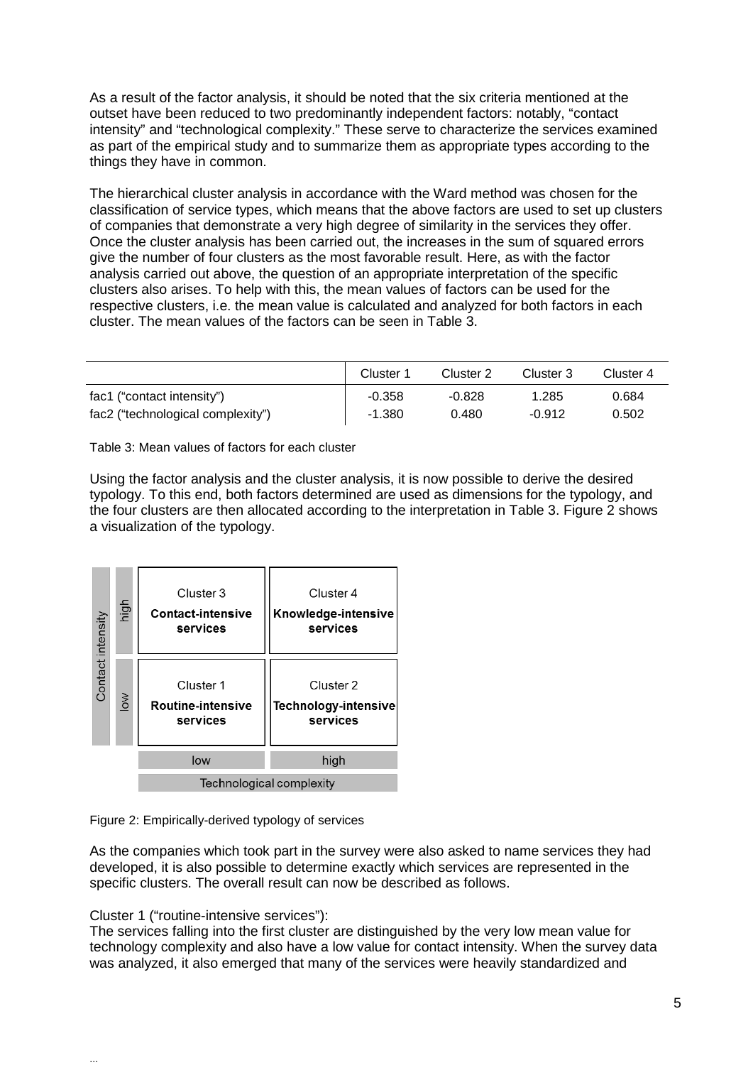As a result of the factor analysis, it should be noted that the six criteria mentioned at the outset have been reduced to two predominantly independent factors: notably, "contact intensity" and "technological complexity." These serve to characterize the services examined as part of the empirical study and to summarize them as appropriate types according to the things they have in common.

The hierarchical cluster analysis in accordance with the Ward method was chosen for the classification of service types, which means that the above factors are used to set up clusters of companies that demonstrate a very high degree of similarity in the services they offer. Once the cluster analysis has been carried out, the increases in the sum of squared errors give the number of four clusters as the most favorable result. Here, as with the factor analysis carried out above, the question of an appropriate interpretation of the specific clusters also arises. To help with this, the mean values of factors can be used for the respective clusters, i.e. the mean value is calculated and analyzed for both factors in each cluster. The mean values of the factors can be seen in Table 3.

| | Cluster 1 | Cluster 2 | Cluster 3 | Cluster 4 |
|---|---|---|---|---|
| fac1 ("contact intensity") | -0.358 | -0.828 | 1.285 | 0.684 |
| fac2 ("technological complexity") | -1.380 | 0.480 | -0.912 | 0.502 |

Table 3: Mean values of factors for each cluster

Using the factor analysis and the cluster analysis, it is now possible to derive the desired typology. To this end, both factors determined are used as dimensions for the typology, and the four clusters are then allocated according to the interpretation in Table 3. Figure 2 shows a visualization of the typology.

| Contact intensity | Technological complexity: low | Technological complexity: high |
|---|---|---|
| high | Cluster 3 **Contact-intensive services** | Cluster 4 **Knowledge-intensive services** |
| low | Cluster 1 **Routine-intensive services** | Cluster 2 **Technology-intensive services** |

Figure 2: Empirically-derived typology of services

As the companies which took part in the survey were also asked to name services they had developed, it is also possible to determine exactly which services are represented in the specific clusters. The overall result can now be described as follows.

Cluster 1 ("routine-intensive services"):
The services falling into the first cluster are distinguished by the very low mean value for technology complexity and also have a low value for contact intensity. When the survey data was analyzed, it also emerged that many of the services were heavily standardized and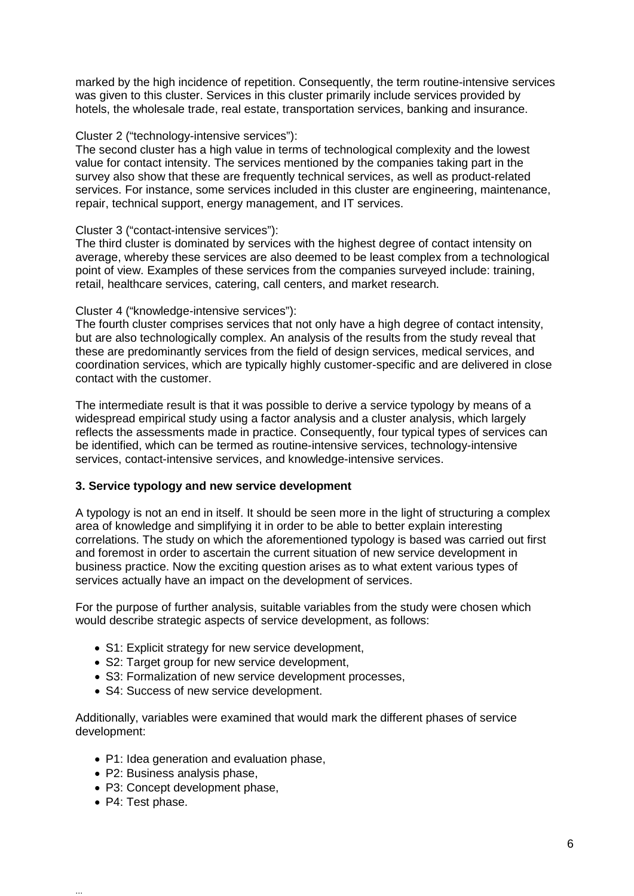marked by the high incidence of repetition. Consequently, the term routine-intensive services was given to this cluster. Services in this cluster primarily include services provided by hotels, the wholesale trade, real estate, transportation services, banking and insurance.

Cluster 2 ("technology-intensive services"):
The second cluster has a high value in terms of technological complexity and the lowest value for contact intensity. The services mentioned by the companies taking part in the survey also show that these are frequently technical services, as well as product-related services. For instance, some services included in this cluster are engineering, maintenance, repair, technical support, energy management, and IT services.

Cluster 3 ("contact-intensive services"):
The third cluster is dominated by services with the highest degree of contact intensity on average, whereby these services are also deemed to be least complex from a technological point of view. Examples of these services from the companies surveyed include: training, retail, healthcare services, catering, call centers, and market research.

Cluster 4 ("knowledge-intensive services"):
The fourth cluster comprises services that not only have a high degree of contact intensity, but are also technologically complex. An analysis of the results from the study reveal that these are predominantly services from the field of design services, medical services, and coordination services, which are typically highly customer-specific and are delivered in close contact with the customer.

The intermediate result is that it was possible to derive a service typology by means of a widespread empirical study using a factor analysis and a cluster analysis, which largely reflects the assessments made in practice. Consequently, four typical types of services can be identified, which can be termed as routine-intensive services, technology-intensive services, contact-intensive services, and knowledge-intensive services.

## 3. Service typology and new service development

A typology is not an end in itself. It should be seen more in the light of structuring a complex area of knowledge and simplifying it in order to be able to better explain interesting correlations. The study on which the aforementioned typology is based was carried out first and foremost in order to ascertain the current situation of new service development in business practice. Now the exciting question arises as to what extent various types of services actually have an impact on the development of services.

For the purpose of further analysis, suitable variables from the study were chosen which would describe strategic aspects of service development, as follows:

- S1: Explicit strategy for new service development,
- S2: Target group for new service development,
- S3: Formalization of new service development processes,
- S4: Success of new service development.

Additionally, variables were examined that would mark the different phases of service development:

- P1: Idea generation and evaluation phase,
- P2: Business analysis phase,
- P3: Concept development phase,
- P4: Test phase.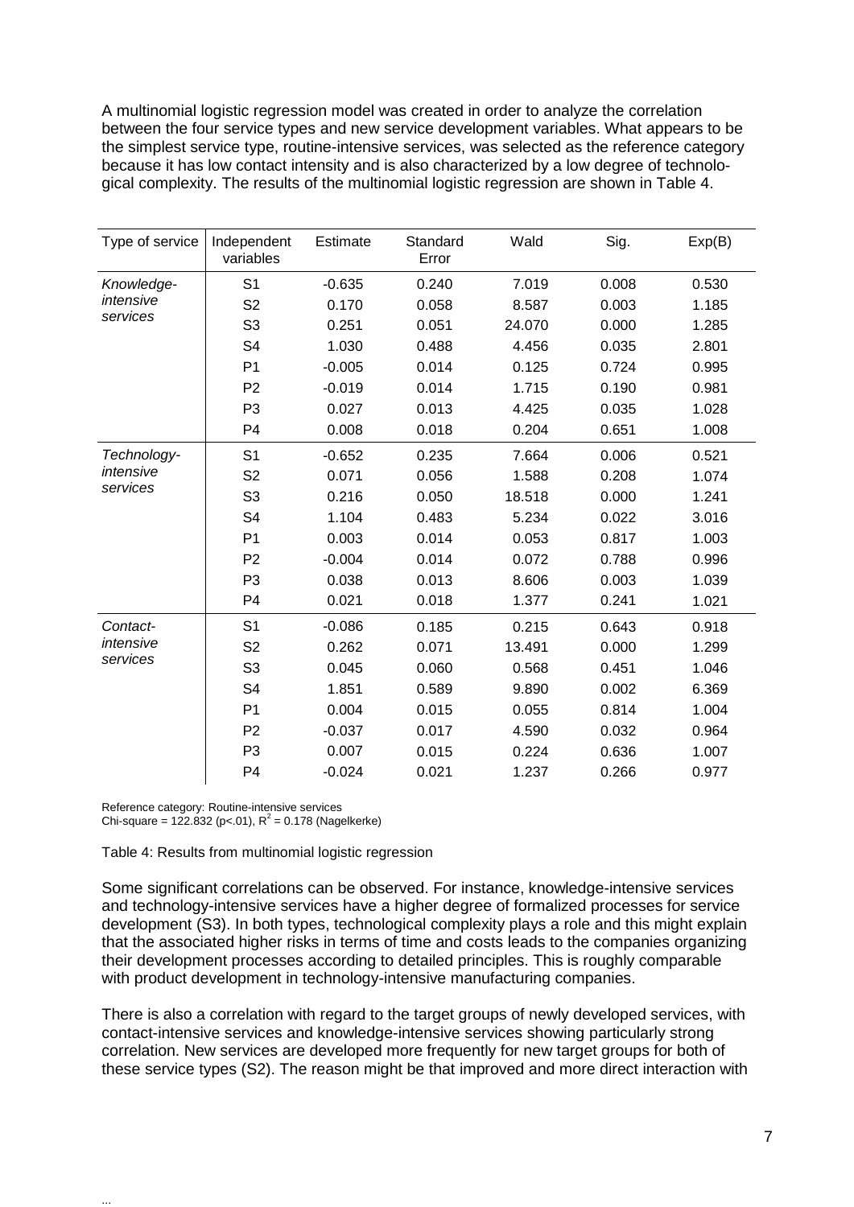A multinomial logistic regression model was created in order to analyze the correlation between the four service types and new service development variables. What appears to be the simplest service type, routine-intensive services, was selected as the reference category because it has low contact intensity and is also characterized by a low degree of technological complexity. The results of the multinomial logistic regression are shown in Table 4.

| Type of service | Independent variables | Estimate | Standard Error | Wald | Sig. | Exp(B) |
|---|---|---|---|---|---|---|
| *Knowledge-intensive services* | S1 | -0.635 | 0.240 | 7.019 | 0.008 | 0.530 |
| | S2 | 0.170 | 0.058 | 8.587 | 0.003 | 1.185 |
| | S3 | 0.251 | 0.051 | 24.070 | 0.000 | 1.285 |
| | S4 | 1.030 | 0.488 | 4.456 | 0.035 | 2.801 |
| | P1 | -0.005 | 0.014 | 0.125 | 0.724 | 0.995 |
| | P2 | -0.019 | 0.014 | 1.715 | 0.190 | 0.981 |
| | P3 | 0.027 | 0.013 | 4.425 | 0.035 | 1.028 |
| | P4 | 0.008 | 0.018 | 0.204 | 0.651 | 1.008 |
| *Technology-intensive services* | S1 | -0.652 | 0.235 | 7.664 | 0.006 | 0.521 |
| | S2 | 0.071 | 0.056 | 1.588 | 0.208 | 1.074 |
| | S3 | 0.216 | 0.050 | 18.518 | 0.000 | 1.241 |
| | S4 | 1.104 | 0.483 | 5.234 | 0.022 | 3.016 |
| | P1 | 0.003 | 0.014 | 0.053 | 0.817 | 1.003 |
| | P2 | -0.004 | 0.014 | 0.072 | 0.788 | 0.996 |
| | P3 | 0.038 | 0.013 | 8.606 | 0.003 | 1.039 |
| | P4 | 0.021 | 0.018 | 1.377 | 0.241 | 1.021 |
| *Contact-intensive services* | S1 | -0.086 | 0.185 | 0.215 | 0.643 | 0.918 |
| | S2 | 0.262 | 0.071 | 13.491 | 0.000 | 1.299 |
| | S3 | 0.045 | 0.060 | 0.568 | 0.451 | 1.046 |
| | S4 | 1.851 | 0.589 | 9.890 | 0.002 | 6.369 |
| | P1 | 0.004 | 0.015 | 0.055 | 0.814 | 1.004 |
| | P2 | -0.037 | 0.017 | 4.590 | 0.032 | 0.964 |
| | P3 | 0.007 | 0.015 | 0.224 | 0.636 | 1.007 |
| | P4 | -0.024 | 0.021 | 1.237 | 0.266 | 0.977 |

Reference category: Routine-intensive services
Chi-square = 122.832 ($p<.01$), $R^2$ = 0.178 (Nagelkerke)

Table 4: Results from multinomial logistic regression

Some significant correlations can be observed. For instance, knowledge-intensive services and technology-intensive services have a higher degree of formalized processes for service development (S3). In both types, technological complexity plays a role and this might explain that the associated higher risks in terms of time and costs leads to the companies organizing their development processes according to detailed principles. This is roughly comparable with product development in technology-intensive manufacturing companies.

There is also a correlation with regard to the target groups of newly developed services, with contact-intensive services and knowledge-intensive services showing particularly strong correlation. New services are developed more frequently for new target groups for both of these service types (S2). The reason might be that improved and more direct interaction with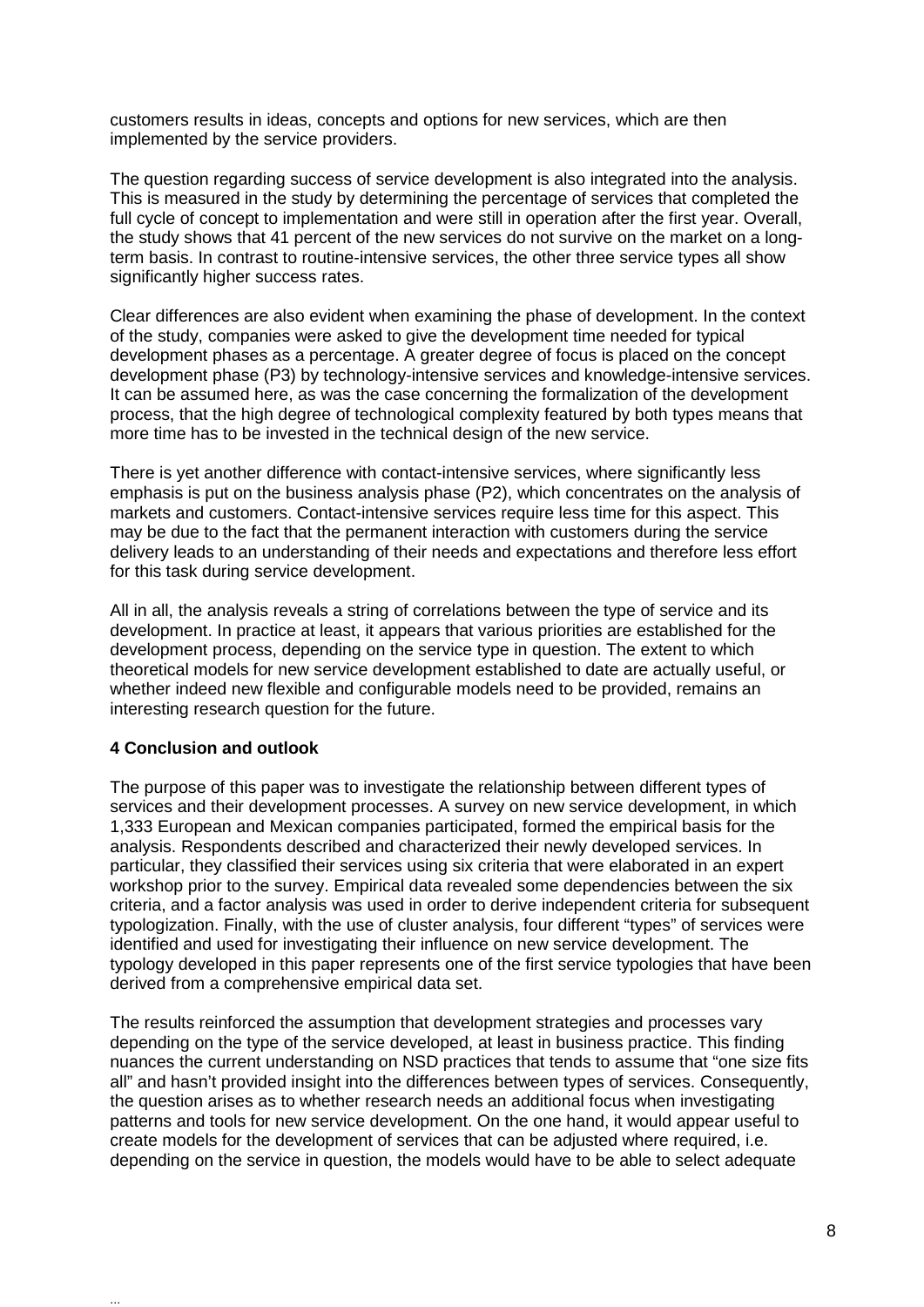customers results in ideas, concepts and options for new services, which are then implemented by the service providers.

The question regarding success of service development is also integrated into the analysis. This is measured in the study by determining the percentage of services that completed the full cycle of concept to implementation and were still in operation after the first year. Overall, the study shows that 41 percent of the new services do not survive on the market on a long-term basis. In contrast to routine-intensive services, the other three service types all show significantly higher success rates.

Clear differences are also evident when examining the phase of development. In the context of the study, companies were asked to give the development time needed for typical development phases as a percentage. A greater degree of focus is placed on the concept development phase (P3) by technology-intensive services and knowledge-intensive services. It can be assumed here, as was the case concerning the formalization of the development process, that the high degree of technological complexity featured by both types means that more time has to be invested in the technical design of the new service.

There is yet another difference with contact-intensive services, where significantly less emphasis is put on the business analysis phase (P2), which concentrates on the analysis of markets and customers. Contact-intensive services require less time for this aspect. This may be due to the fact that the permanent interaction with customers during the service delivery leads to an understanding of their needs and expectations and therefore less effort for this task during service development.

All in all, the analysis reveals a string of correlations between the type of service and its development. In practice at least, it appears that various priorities are established for the development process, depending on the service type in question. The extent to which theoretical models for new service development established to date are actually useful, or whether indeed new flexible and configurable models need to be provided, remains an interesting research question for the future.

## 4 Conclusion and outlook

The purpose of this paper was to investigate the relationship between different types of services and their development processes. A survey on new service development, in which 1,333 European and Mexican companies participated, formed the empirical basis for the analysis. Respondents described and characterized their newly developed services. In particular, they classified their services using six criteria that were elaborated in an expert workshop prior to the survey. Empirical data revealed some dependencies between the six criteria, and a factor analysis was used in order to derive independent criteria for subsequent typologization. Finally, with the use of cluster analysis, four different "types" of services were identified and used for investigating their influence on new service development. The typology developed in this paper represents one of the first service typologies that have been derived from a comprehensive empirical data set.

The results reinforced the assumption that development strategies and processes vary depending on the type of the service developed, at least in business practice. This finding nuances the current understanding on NSD practices that tends to assume that "one size fits all" and hasn't provided insight into the differences between types of services. Consequently, the question arises as to whether research needs an additional focus when investigating patterns and tools for new service development. On the one hand, it would appear useful to create models for the development of services that can be adjusted where required, i.e. depending on the service in question, the models would have to be able to select adequate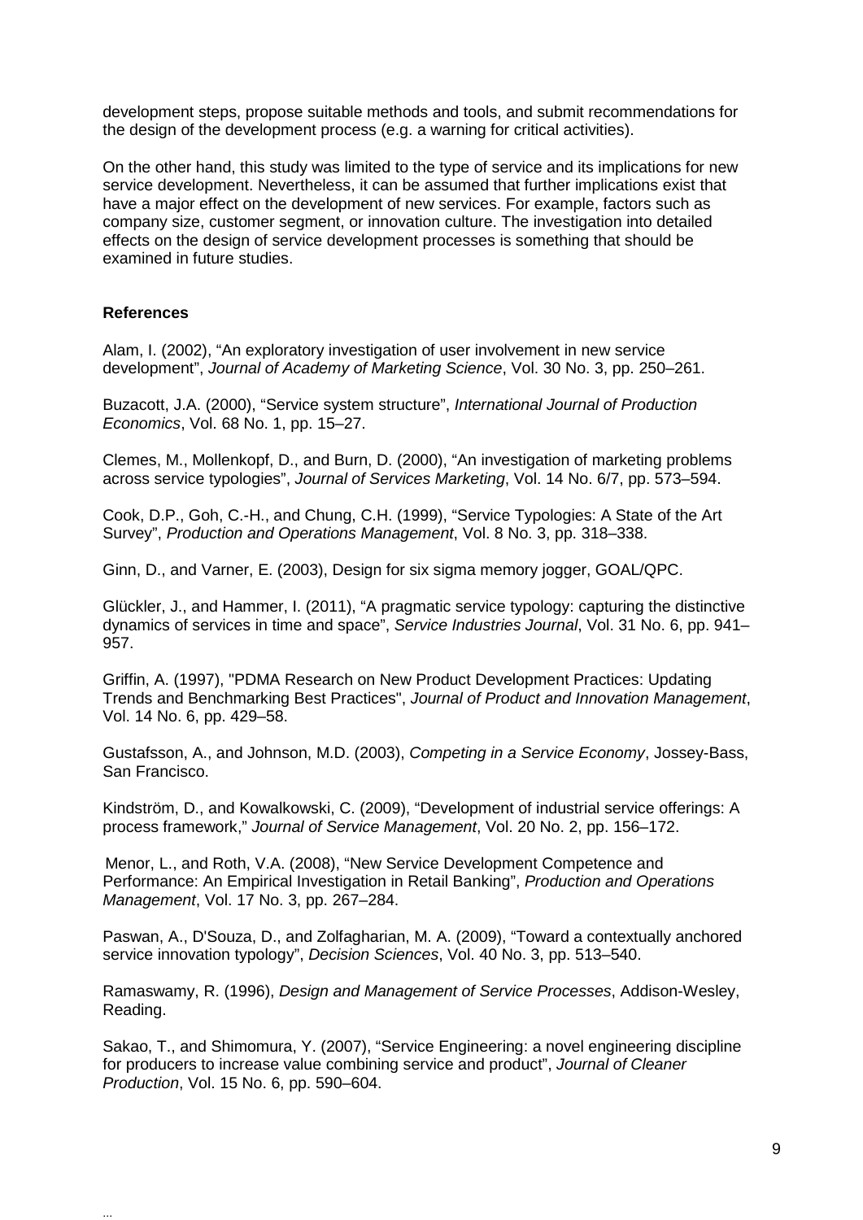development steps, propose suitable methods and tools, and submit recommendations for the design of the development process (e.g. a warning for critical activities).

On the other hand, this study was limited to the type of service and its implications for new service development. Nevertheless, it can be assumed that further implications exist that have a major effect on the development of new services. For example, factors such as company size, customer segment, or innovation culture. The investigation into detailed effects on the design of service development processes is something that should be examined in future studies.

## References

Alam, I. (2002), "An exploratory investigation of user involvement in new service development", *Journal of Academy of Marketing Science*, Vol. 30 No. 3, pp. 250–261.

Buzacott, J.A. (2000), "Service system structure", *International Journal of Production Economics*, Vol. 68 No. 1, pp. 15–27.

Clemes, M., Mollenkopf, D., and Burn, D. (2000), "An investigation of marketing problems across service typologies", *Journal of Services Marketing*, Vol. 14 No. 6/7, pp. 573–594.

Cook, D.P., Goh, C.-H., and Chung, C.H. (1999), "Service Typologies: A State of the Art Survey", *Production and Operations Management*, Vol. 8 No. 3, pp. 318–338.

Ginn, D., and Varner, E. (2003), Design for six sigma memory jogger, GOAL/QPC.

Glückler, J., and Hammer, I. (2011), "A pragmatic service typology: capturing the distinctive dynamics of services in time and space", *Service Industries Journal*, Vol. 31 No. 6, pp. 941–957.

Griffin, A. (1997), "PDMA Research on New Product Development Practices: Updating Trends and Benchmarking Best Practices", *Journal of Product and Innovation Management*, Vol. 14 No. 6, pp. 429–58.

Gustafsson, A., and Johnson, M.D. (2003), *Competing in a Service Economy*, Jossey-Bass, San Francisco.

Kindström, D., and Kowalkowski, C. (2009), "Development of industrial service offerings: A process framework," *Journal of Service Management*, Vol. 20 No. 2, pp. 156–172.

Menor, L., and Roth, V.A. (2008), "New Service Development Competence and Performance: An Empirical Investigation in Retail Banking", *Production and Operations Management*, Vol. 17 No. 3, pp. 267–284.

Paswan, A., D'Souza, D., and Zolfagharian, M. A. (2009), "Toward a contextually anchored service innovation typology", *Decision Sciences*, Vol. 40 No. 3, pp. 513–540.

Ramaswamy, R. (1996), *Design and Management of Service Processes*, Addison-Wesley, Reading.

Sakao, T., and Shimomura, Y. (2007), "Service Engineering: a novel engineering discipline for producers to increase value combining service and product", *Journal of Cleaner Production*, Vol. 15 No. 6, pp. 590–604.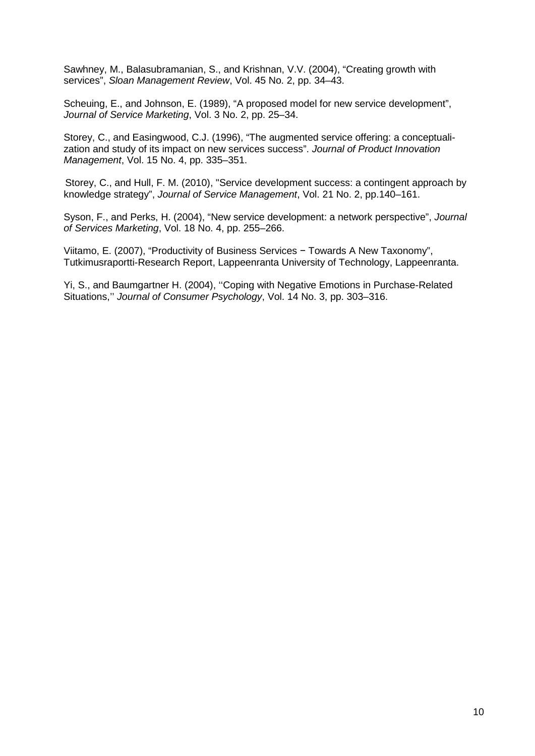Sawhney, M., Balasubramanian, S., and Krishnan, V.V. (2004), “Creating growth with services”, *Sloan Management Review*, Vol. 45 No. 2, pp. 34–43.

Scheuing, E., and Johnson, E. (1989), “A proposed model for new service development”, *Journal of Service Marketing*, Vol. 3 No. 2, pp. 25–34.

Storey, C., and Easingwood, C.J. (1996), “The augmented service offering: a conceptualization and study of its impact on new services success”. *Journal of Product Innovation Management*, Vol. 15 No. 4, pp. 335–351.

Storey, C., and Hull, F. M. (2010), "Service development success: a contingent approach by knowledge strategy”, *Journal of Service Management*, Vol. 21 No. 2, pp.140–161.

Syson, F., and Perks, H. (2004), “New service development: a network perspective”, *Journal of Services Marketing*, Vol. 18 No. 4, pp. 255–266.

Viitamo, E. (2007), “Productivity of Business Services − Towards A New Taxonomy”, Tutkimusraportti-Research Report, Lappeenranta University of Technology, Lappeenranta.

Yi, S., and Baumgartner H. (2004), ‘‘Coping with Negative Emotions in Purchase-Related Situations,’’ *Journal of Consumer Psychology*, Vol. 14 No. 3, pp. 303–316.